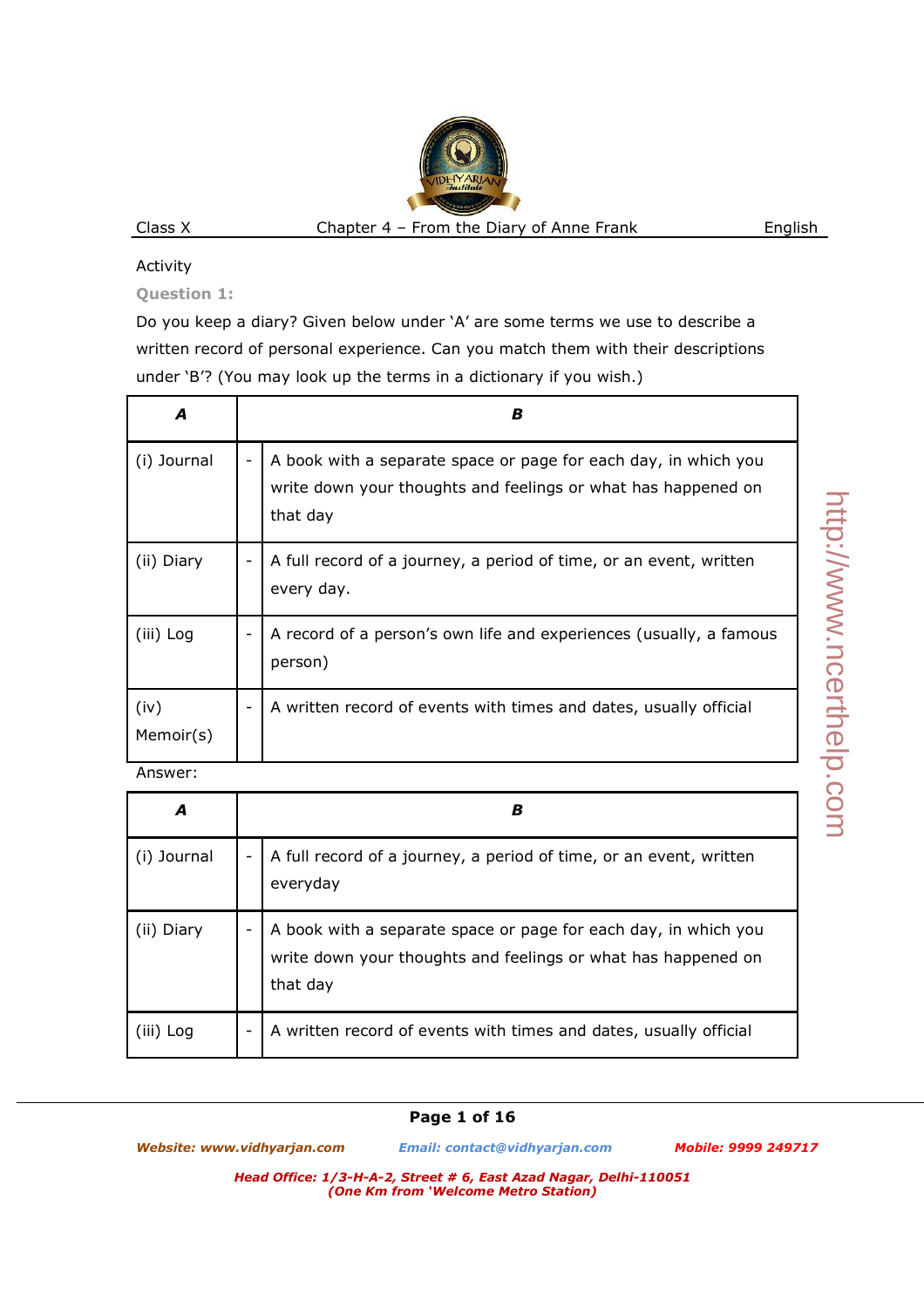Activity

**Question 1:**

Do you keep a diary? Given below under 'A' are some terms we use to describe a written record of personal experience. Can you match them with their descriptions under 'B'? (You may look up the terms in a dictionary if you wish.)

| *A* | | *B* |
|---|---|---|
| (i) Journal | - | A book with a separate space or page for each day, in which you write down your thoughts and feelings or what has happened on that day |
| (ii) Diary | - | A full record of a journey, a period of time, or an event, written every day. |
| (iii) Log | - | A record of a person's own life and experiences (usually, a famous person) |
| (iv) Memoir(s) | - | A written record of events with times and dates, usually official |

Answer:

| *A* | | *B* |
|---|---|---|
| (i) Journal | - | A full record of a journey, a period of time, or an event, written everyday |
| (ii) Diary | - | A book with a separate space or page for each day, in which you write down your thoughts and feelings or what has happened on that day |
| (iii) Log | - | A written record of events with times and dates, usually official |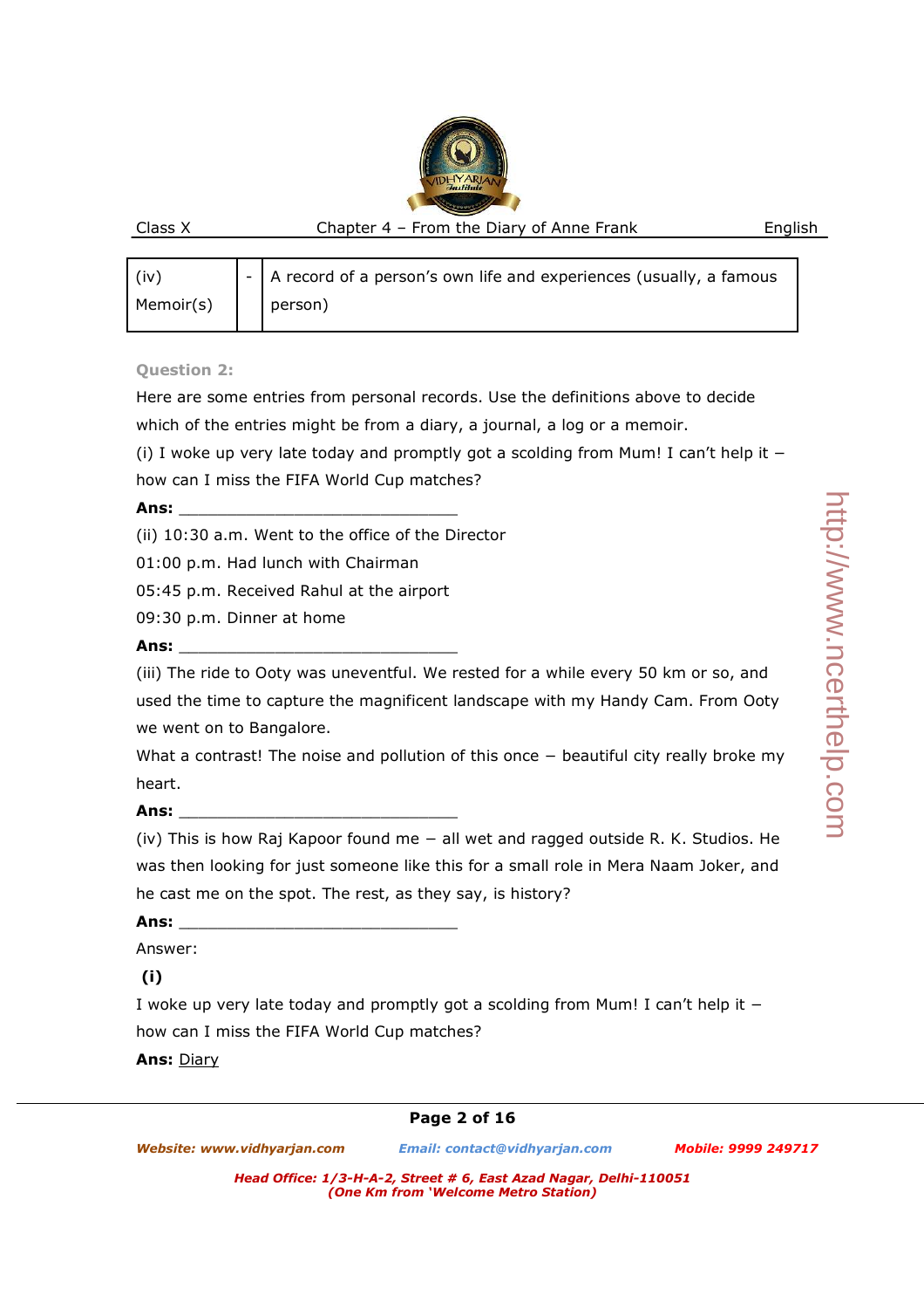| (iv) Memoir(s) | - | A record of a person's own life and experiences (usually, a famous person) |
|---|---|---|

**Question 2:**

Here are some entries from personal records. Use the definitions above to decide which of the entries might be from a diary, a journal, a log or a memoir.

(i) I woke up very late today and promptly got a scolding from Mum! I can't help it – how can I miss the FIFA World Cup matches?

**Ans:** ______________________________

(ii) 10:30 a.m. Went to the office of the Director

01:00 p.m. Had lunch with Chairman

05:45 p.m. Received Rahul at the airport

09:30 p.m. Dinner at home

**Ans:** ______________________________

(iii) The ride to Ooty was uneventful. We rested for a while every 50 km or so, and used the time to capture the magnificent landscape with my Handy Cam. From Ooty we went on to Bangalore.

What a contrast! The noise and pollution of this once – beautiful city really broke my heart.

**Ans:** ______________________________

(iv) This is how Raj Kapoor found me – all wet and ragged outside R. K. Studios. He was then looking for just someone like this for a small role in Mera Naam Joker, and he cast me on the spot. The rest, as they say, is history?

**Ans:** ______________________________

Answer:

**(i)**

I woke up very late today and promptly got a scolding from Mum! I can't help it – how can I miss the FIFA World Cup matches?

**Ans:** Diary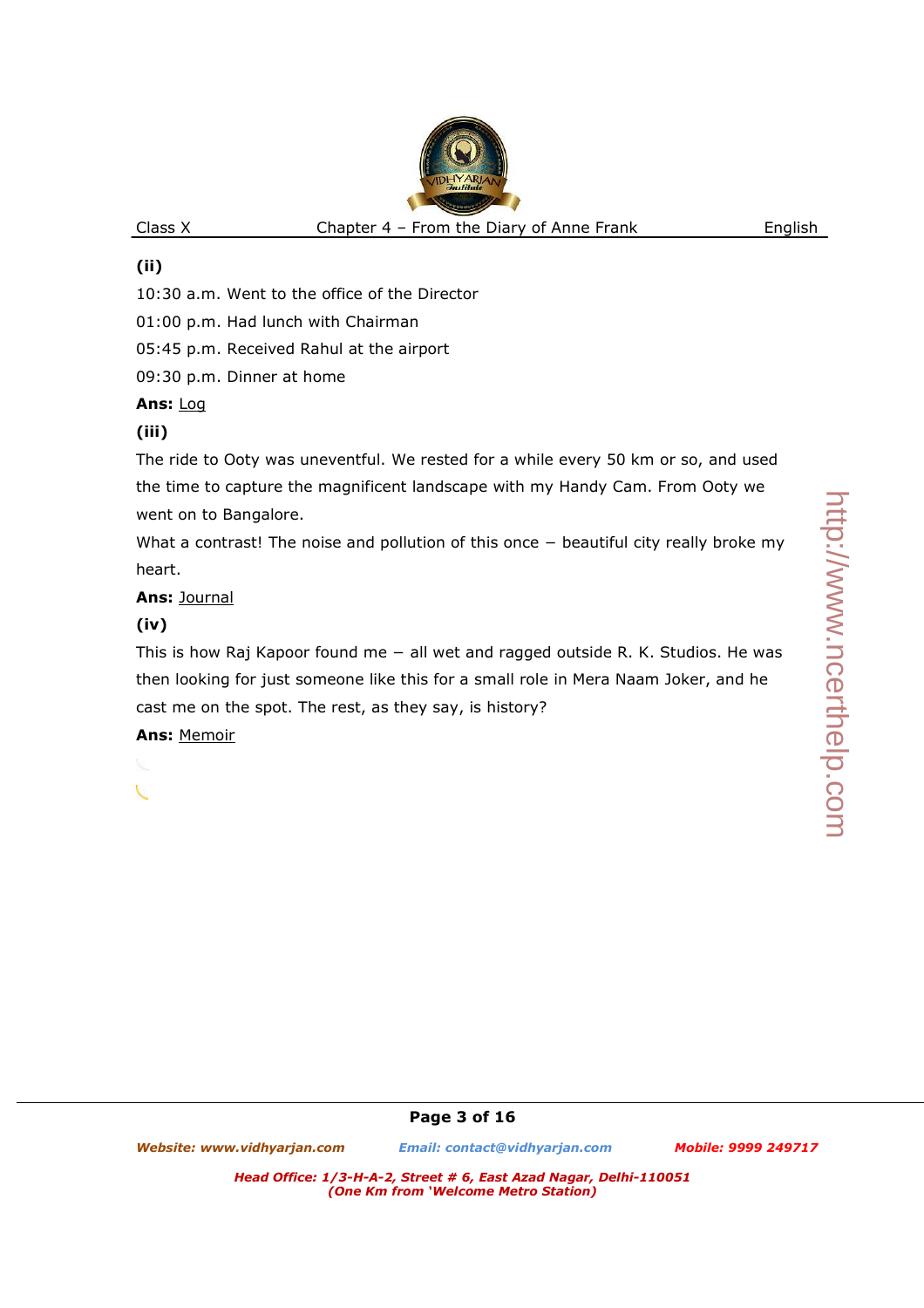**(ii)**

10:30 a.m. Went to the office of the Director

01:00 p.m. Had lunch with Chairman

05:45 p.m. Received Rahul at the airport

09:30 p.m. Dinner at home

**Ans:** Log

**(iii)**

The ride to Ooty was uneventful. We rested for a while every 50 km or so, and used the time to capture the magnificent landscape with my Handy Cam. From Ooty we went on to Bangalore.

What a contrast! The noise and pollution of this once – beautiful city really broke my heart.

**Ans:** Journal

**(iv)**

This is how Raj Kapoor found me – all wet and ragged outside R. K. Studios. He was then looking for just someone like this for a small role in Mera Naam Joker, and he cast me on the spot. The rest, as they say, is history?

**Ans:** Memoir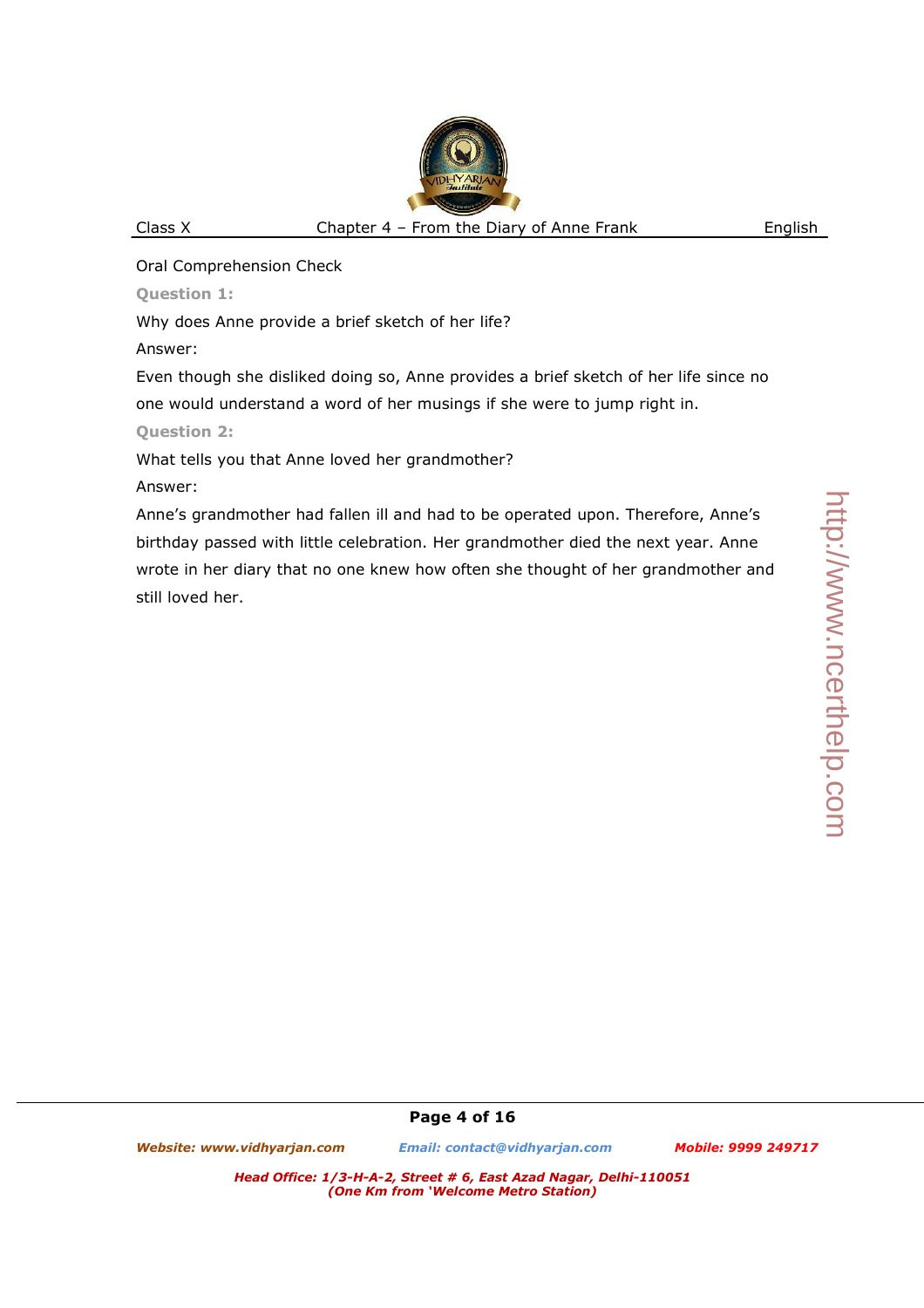Oral Comprehension Check

**Question 1:**

Why does Anne provide a brief sketch of her life?

Answer:

Even though she disliked doing so, Anne provides a brief sketch of her life since no one would understand a word of her musings if she were to jump right in.

**Question 2:**

What tells you that Anne loved her grandmother?

Answer:

Anne's grandmother had fallen ill and had to be operated upon. Therefore, Anne's birthday passed with little celebration. Her grandmother died the next year. Anne wrote in her diary that no one knew how often she thought of her grandmother and still loved her.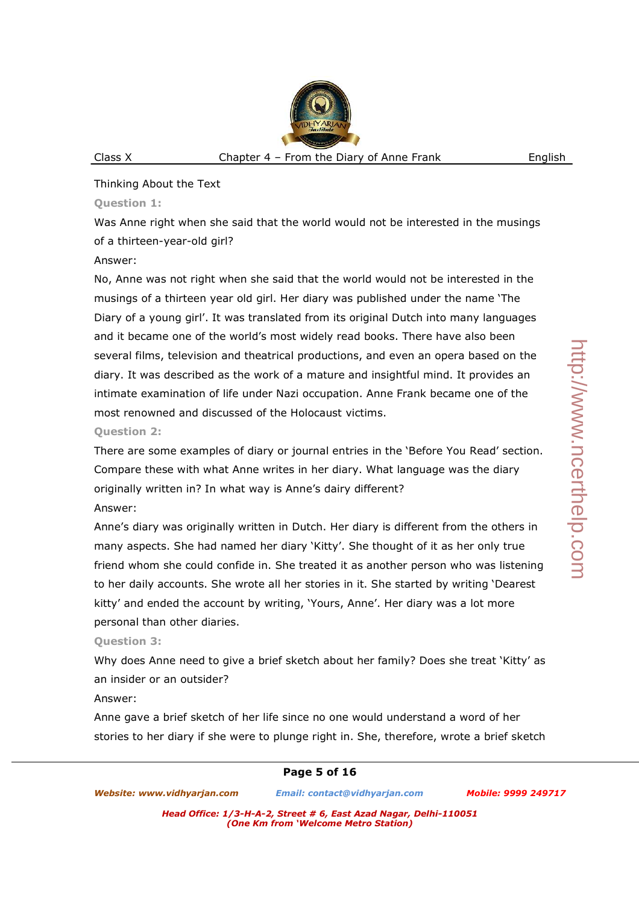Thinking About the Text

**Question 1:**

Was Anne right when she said that the world would not be interested in the musings of a thirteen-year-old girl?

Answer:

No, Anne was not right when she said that the world would not be interested in the musings of a thirteen year old girl. Her diary was published under the name 'The Diary of a young girl'. It was translated from its original Dutch into many languages and it became one of the world's most widely read books. There have also been several films, television and theatrical productions, and even an opera based on the diary. It was described as the work of a mature and insightful mind. It provides an intimate examination of life under Nazi occupation. Anne Frank became one of the most renowned and discussed of the Holocaust victims.

**Question 2:**

There are some examples of diary or journal entries in the 'Before You Read' section. Compare these with what Anne writes in her diary. What language was the diary originally written in? In what way is Anne's dairy different?

Answer:

Anne's diary was originally written in Dutch. Her diary is different from the others in many aspects. She had named her diary 'Kitty'. She thought of it as her only true friend whom she could confide in. She treated it as another person who was listening to her daily accounts. She wrote all her stories in it. She started by writing 'Dearest kitty' and ended the account by writing, 'Yours, Anne'. Her diary was a lot more personal than other diaries.

**Question 3:**

Why does Anne need to give a brief sketch about her family? Does she treat 'Kitty' as an insider or an outsider?

Answer:

Anne gave a brief sketch of her life since no one would understand a word of her stories to her diary if she were to plunge right in. She, therefore, wrote a brief sketch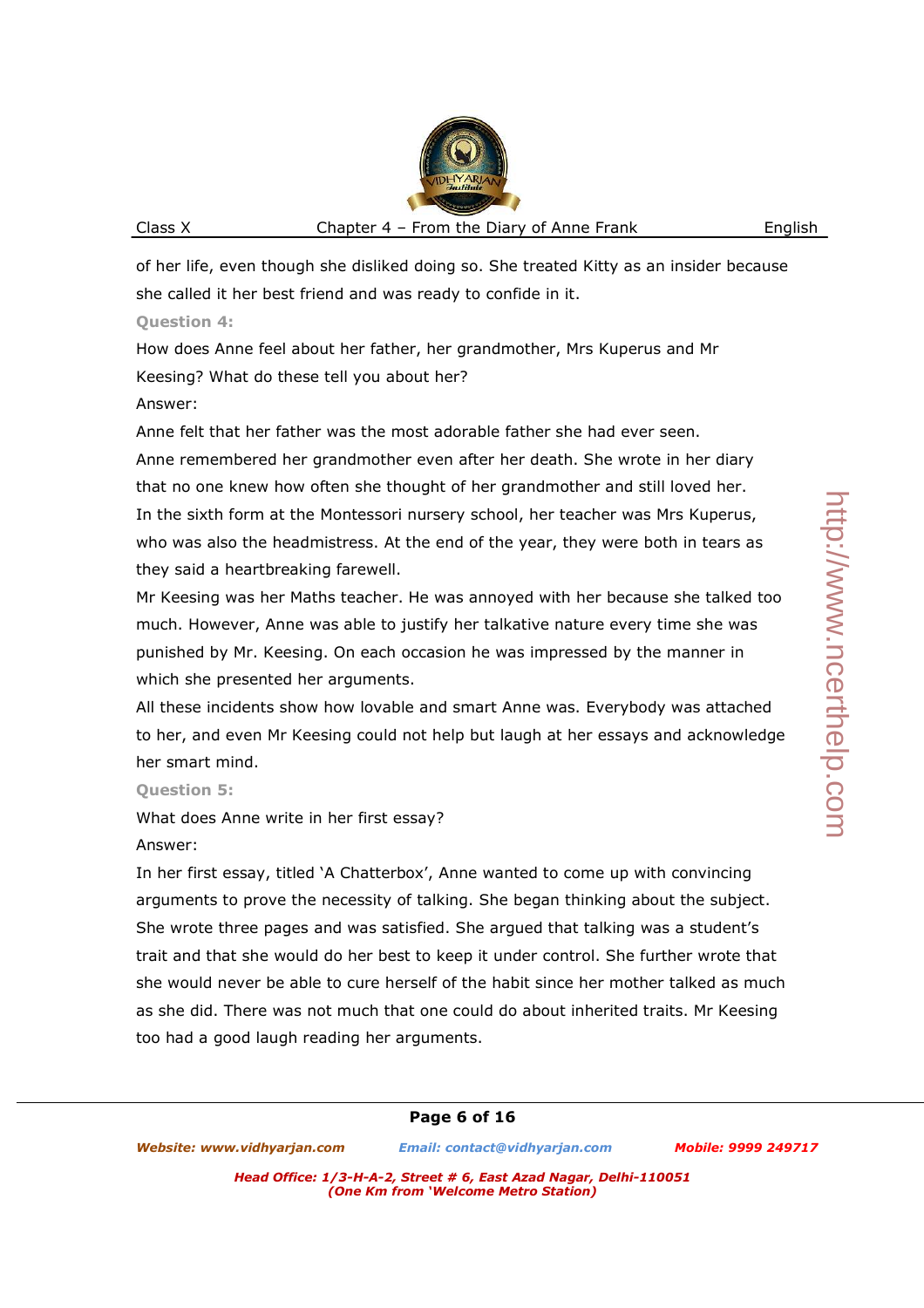of her life, even though she disliked doing so. She treated Kitty as an insider because she called it her best friend and was ready to confide in it.

**Question 4:**

How does Anne feel about her father, her grandmother, Mrs Kuperus and Mr Keesing? What do these tell you about her?

Answer:

Anne felt that her father was the most adorable father she had ever seen.

Anne remembered her grandmother even after her death. She wrote in her diary that no one knew how often she thought of her grandmother and still loved her.

In the sixth form at the Montessori nursery school, her teacher was Mrs Kuperus, who was also the headmistress. At the end of the year, they were both in tears as they said a heartbreaking farewell.

Mr Keesing was her Maths teacher. He was annoyed with her because she talked too much. However, Anne was able to justify her talkative nature every time she was punished by Mr. Keesing. On each occasion he was impressed by the manner in which she presented her arguments.

All these incidents show how lovable and smart Anne was. Everybody was attached to her, and even Mr Keesing could not help but laugh at her essays and acknowledge her smart mind.

**Question 5:**

What does Anne write in her first essay?

Answer:

In her first essay, titled 'A Chatterbox', Anne wanted to come up with convincing arguments to prove the necessity of talking. She began thinking about the subject. She wrote three pages and was satisfied. She argued that talking was a student's trait and that she would do her best to keep it under control. She further wrote that she would never be able to cure herself of the habit since her mother talked as much as she did. There was not much that one could do about inherited traits. Mr Keesing too had a good laugh reading her arguments.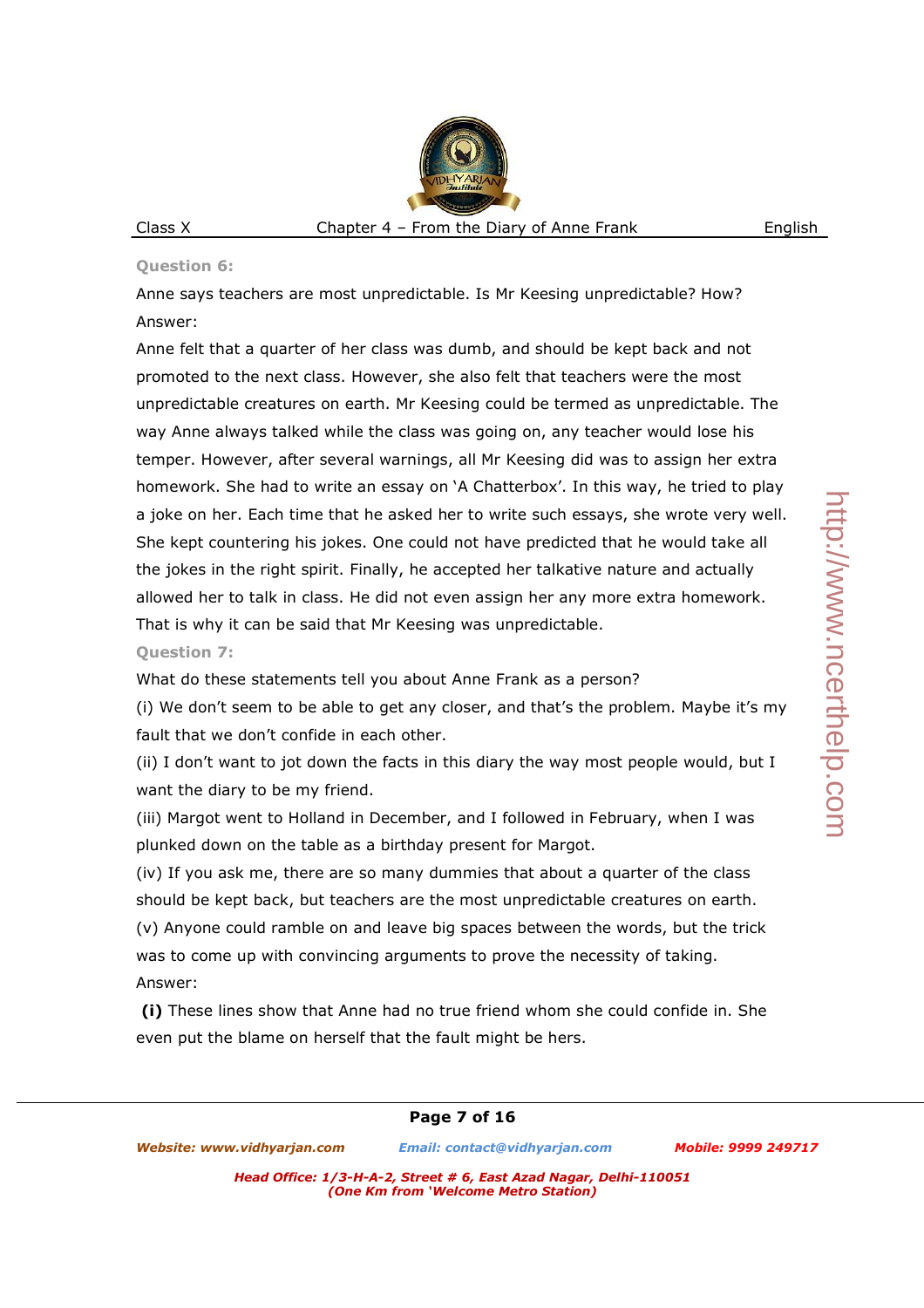**Question 6:**

Anne says teachers are most unpredictable. Is Mr Keesing unpredictable? How?

Answer:

Anne felt that a quarter of her class was dumb, and should be kept back and not promoted to the next class. However, she also felt that teachers were the most unpredictable creatures on earth. Mr Keesing could be termed as unpredictable. The way Anne always talked while the class was going on, any teacher would lose his temper. However, after several warnings, all Mr Keesing did was to assign her extra homework. She had to write an essay on 'A Chatterbox'. In this way, he tried to play a joke on her. Each time that he asked her to write such essays, she wrote very well. She kept countering his jokes. One could not have predicted that he would take all the jokes in the right spirit. Finally, he accepted her talkative nature and actually allowed her to talk in class. He did not even assign her any more extra homework. That is why it can be said that Mr Keesing was unpredictable.

**Question 7:**

What do these statements tell you about Anne Frank as a person?

(i) We don't seem to be able to get any closer, and that's the problem. Maybe it's my fault that we don't confide in each other.

(ii) I don't want to jot down the facts in this diary the way most people would, but I want the diary to be my friend.

(iii) Margot went to Holland in December, and I followed in February, when I was plunked down on the table as a birthday present for Margot.

(iv) If you ask me, there are so many dummies that about a quarter of the class should be kept back, but teachers are the most unpredictable creatures on earth.

(v) Anyone could ramble on and leave big spaces between the words, but the trick was to come up with convincing arguments to prove the necessity of taking.

Answer:

**(i)** These lines show that Anne had no true friend whom she could confide in. She even put the blame on herself that the fault might be hers.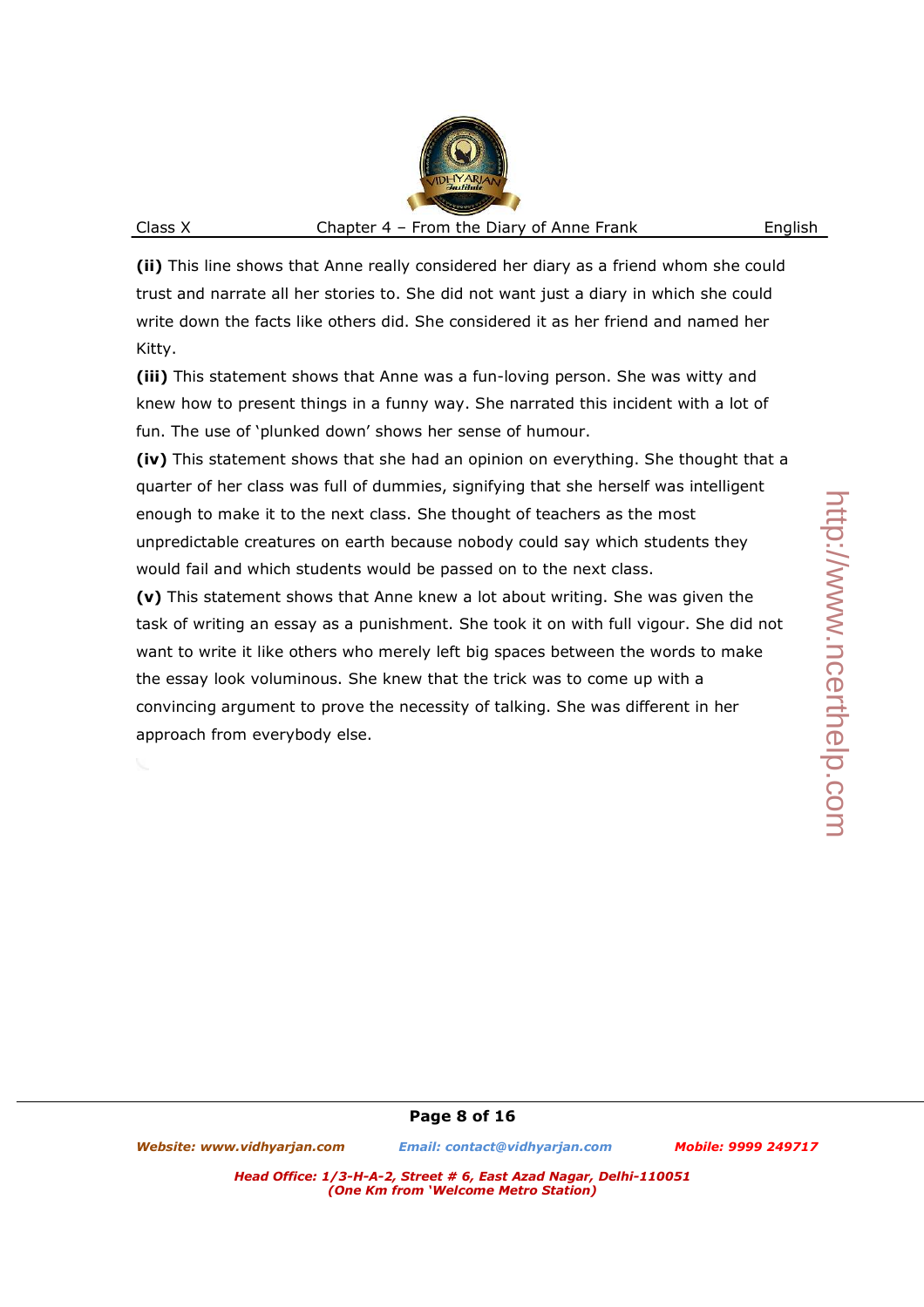**(ii)** This line shows that Anne really considered her diary as a friend whom she could trust and narrate all her stories to. She did not want just a diary in which she could write down the facts like others did. She considered it as her friend and named her Kitty.

**(iii)** This statement shows that Anne was a fun-loving person. She was witty and knew how to present things in a funny way. She narrated this incident with a lot of fun. The use of 'plunked down' shows her sense of humour.

**(iv)** This statement shows that she had an opinion on everything. She thought that a quarter of her class was full of dummies, signifying that she herself was intelligent enough to make it to the next class. She thought of teachers as the most unpredictable creatures on earth because nobody could say which students they would fail and which students would be passed on to the next class.

**(v)** This statement shows that Anne knew a lot about writing. She was given the task of writing an essay as a punishment. She took it on with full vigour. She did not want to write it like others who merely left big spaces between the words to make the essay look voluminous. She knew that the trick was to come up with a convincing argument to prove the necessity of talking. She was different in her approach from everybody else.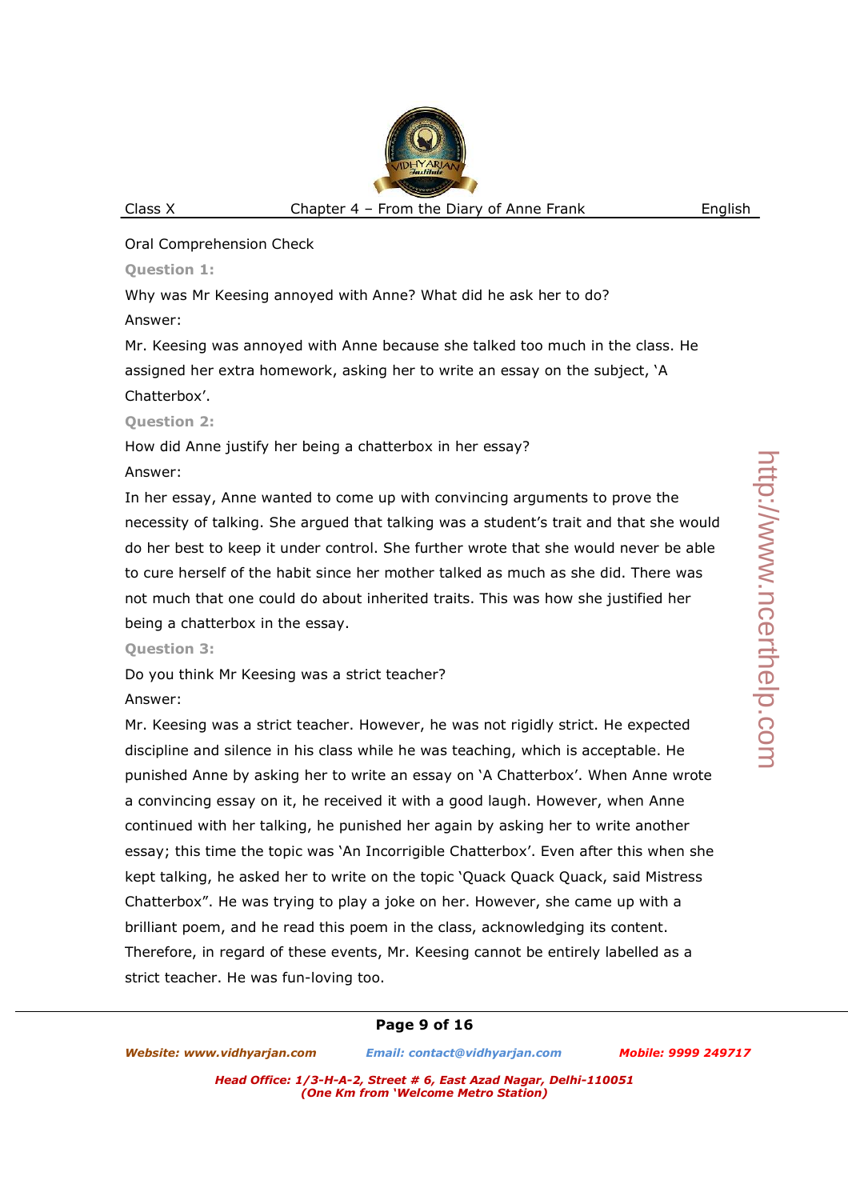Oral Comprehension Check

**Question 1:**

Why was Mr Keesing annoyed with Anne? What did he ask her to do?

Answer:

Mr. Keesing was annoyed with Anne because she talked too much in the class. He assigned her extra homework, asking her to write an essay on the subject, 'A Chatterbox'.

**Question 2:**

How did Anne justify her being a chatterbox in her essay?

Answer:

In her essay, Anne wanted to come up with convincing arguments to prove the necessity of talking. She argued that talking was a student's trait and that she would do her best to keep it under control. She further wrote that she would never be able to cure herself of the habit since her mother talked as much as she did. There was not much that one could do about inherited traits. This was how she justified her being a chatterbox in the essay.

**Question 3:**

Do you think Mr Keesing was a strict teacher?

Answer:

Mr. Keesing was a strict teacher. However, he was not rigidly strict. He expected discipline and silence in his class while he was teaching, which is acceptable. He punished Anne by asking her to write an essay on 'A Chatterbox'. When Anne wrote a convincing essay on it, he received it with a good laugh. However, when Anne continued with her talking, he punished her again by asking her to write another essay; this time the topic was 'An Incorrigible Chatterbox'. Even after this when she kept talking, he asked her to write on the topic 'Quack Quack Quack, said Mistress Chatterbox". He was trying to play a joke on her. However, she came up with a brilliant poem, and he read this poem in the class, acknowledging its content. Therefore, in regard of these events, Mr. Keesing cannot be entirely labelled as a strict teacher. He was fun-loving too.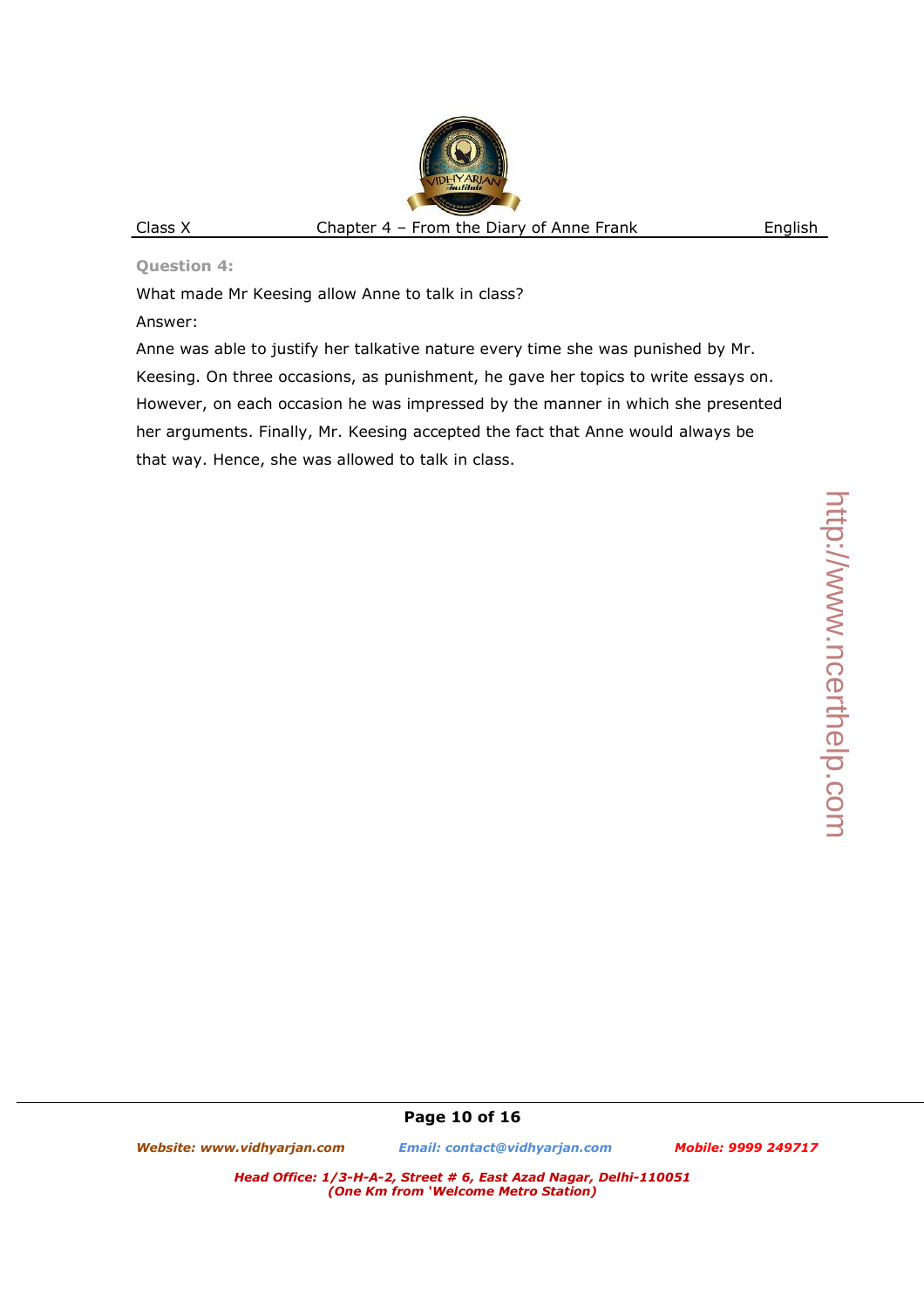**Question 4:**

What made Mr Keesing allow Anne to talk in class?

Answer:

Anne was able to justify her talkative nature every time she was punished by Mr. Keesing. On three occasions, as punishment, he gave her topics to write essays on. However, on each occasion he was impressed by the manner in which she presented her arguments. Finally, Mr. Keesing accepted the fact that Anne would always be that way. Hence, she was allowed to talk in class.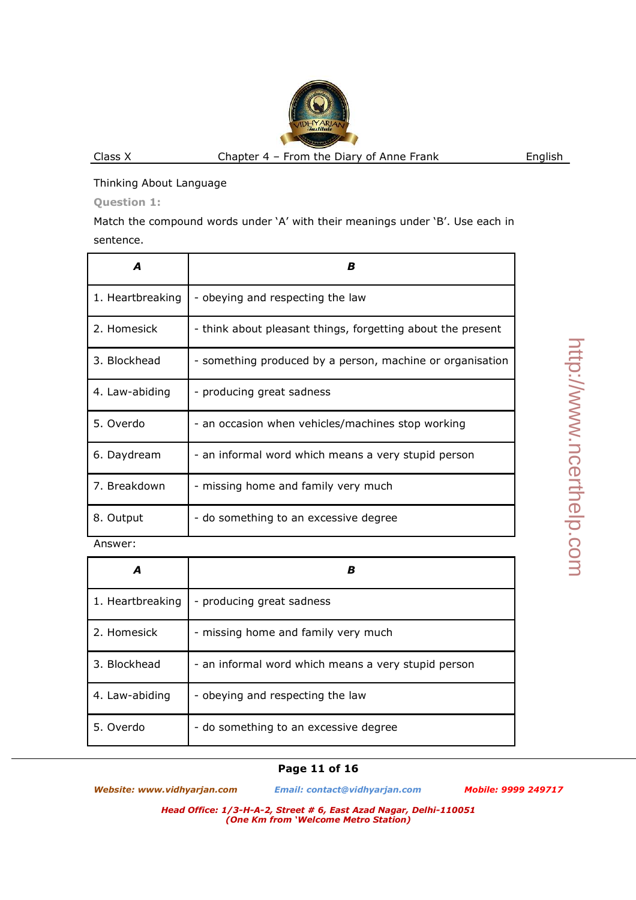Thinking About Language

**Question 1:**

Match the compound words under 'A' with their meanings under 'B'. Use each in sentence.

| A | B |
|---|---|
| 1. Heartbreaking | - obeying and respecting the law |
| 2. Homesick | - think about pleasant things, forgetting about the present |
| 3. Blockhead | - something produced by a person, machine or organisation |
| 4. Law-abiding | - producing great sadness |
| 5. Overdo | - an occasion when vehicles/machines stop working |
| 6. Daydream | - an informal word which means a very stupid person |
| 7. Breakdown | - missing home and family very much |
| 8. Output | - do something to an excessive degree |

Answer:

| A | B |
|---|---|
| 1. Heartbreaking | - producing great sadness |
| 2. Homesick | - missing home and family very much |
| 3. Blockhead | - an informal word which means a very stupid person |
| 4. Law-abiding | - obeying and respecting the law |
| 5. Overdo | - do something to an excessive degree |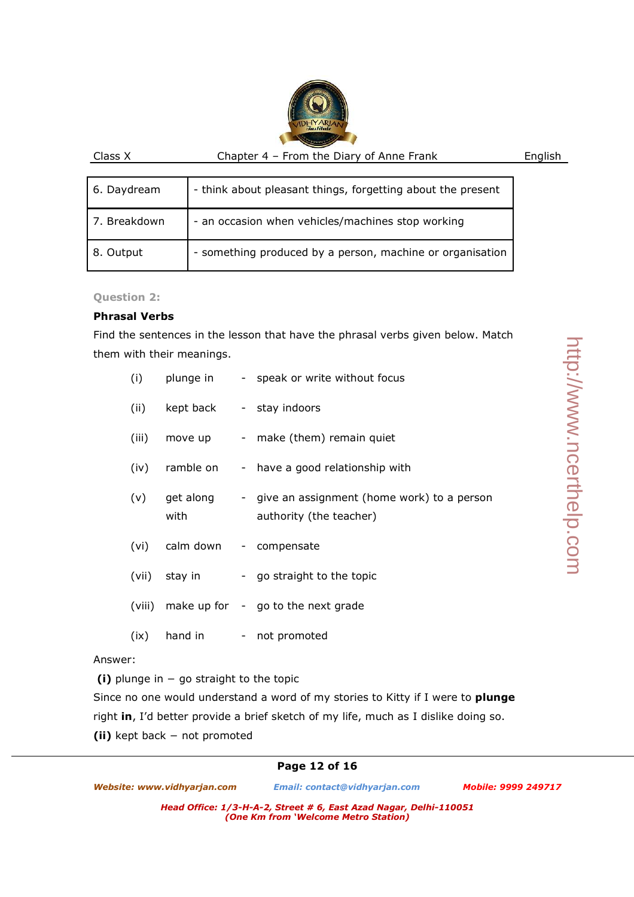| 6. Daydream | - think about pleasant things, forgetting about the present |
|---|---|
| 7. Breakdown | - an occasion when vehicles/machines stop working |
| 8. Output | - something produced by a person, machine or organisation |

**Question 2:**

**Phrasal Verbs**

Find the sentences in the lesson that have the phrasal verbs given below. Match them with their meanings.

| | | | |
|---|---|---|---|
| (i) | plunge in | - | speak or write without focus |
| (ii) | kept back | - | stay indoors |
| (iii) | move up | - | make (them) remain quiet |
| (iv) | ramble on | - | have a good relationship with |
| (v) | get along with | - | give an assignment (home work) to a person authority (the teacher) |
| (vi) | calm down | - | compensate |
| (vii) | stay in | - | go straight to the topic |
| (viii) | make up for | - | go to the next grade |
| (ix) | hand in | - | not promoted |

Answer:

**(i)** plunge in – go straight to the topic

Since no one would understand a word of my stories to Kitty if I were to **plunge** right **in**, I'd better provide a brief sketch of my life, much as I dislike doing so.

**(ii)** kept back – not promoted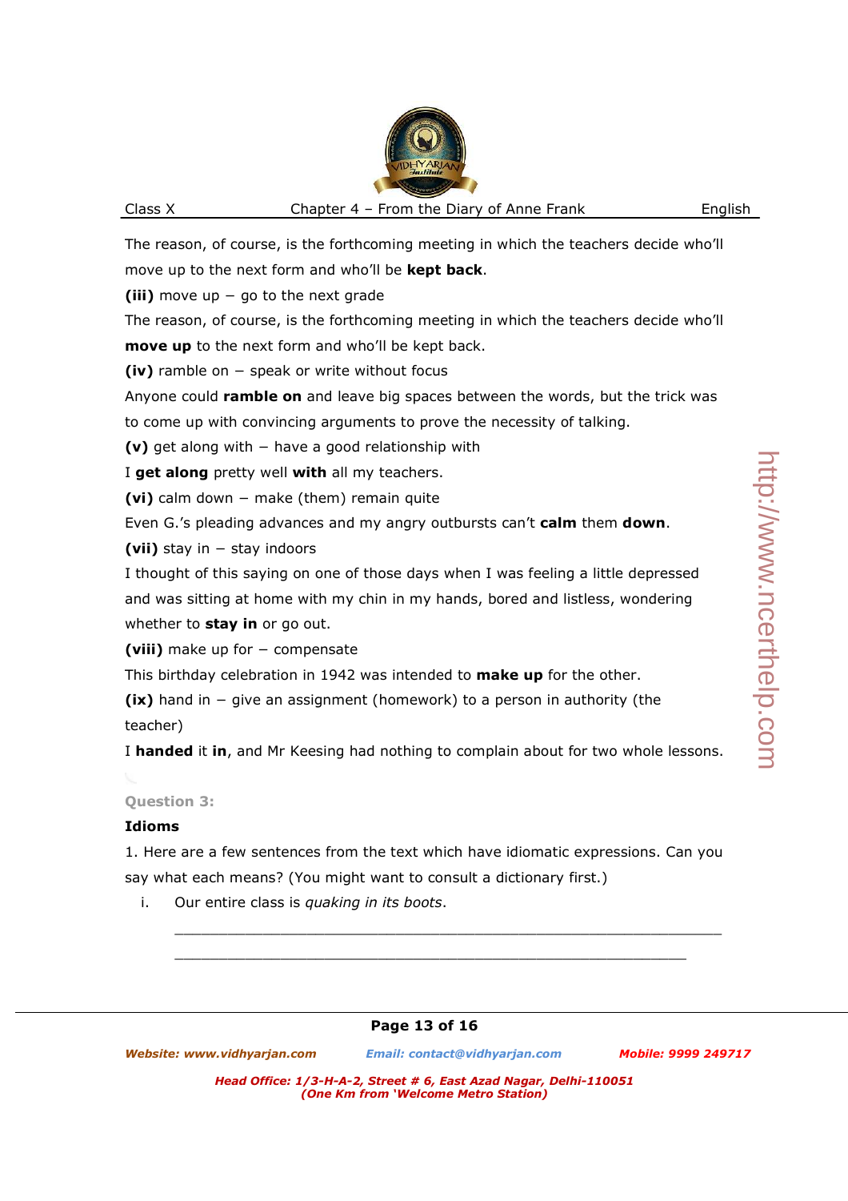The reason, of course, is the forthcoming meeting in which the teachers decide who'll move up to the next form and who'll be **kept back**.

**(iii)** move up – go to the next grade

The reason, of course, is the forthcoming meeting in which the teachers decide who'll **move up** to the next form and who'll be kept back.

**(iv)** ramble on – speak or write without focus

Anyone could **ramble on** and leave big spaces between the words, but the trick was to come up with convincing arguments to prove the necessity of talking.

**(v)** get along with – have a good relationship with

I **get along** pretty well **with** all my teachers.

**(vi)** calm down – make (them) remain quite

Even G.'s pleading advances and my angry outbursts can't **calm** them **down**.

**(vii)** stay in – stay indoors

I thought of this saying on one of those days when I was feeling a little depressed and was sitting at home with my chin in my hands, bored and listless, wondering whether to **stay in** or go out.

**(viii)** make up for – compensate

This birthday celebration in 1942 was intended to **make up** for the other.

**(ix)** hand in – give an assignment (homework) to a person in authority (the teacher)

I **handed** it **in**, and Mr Keesing had nothing to complain about for two whole lessons.

**Question 3:**

**Idioms**

1. Here are a few sentences from the text which have idiomatic expressions. Can you say what each means? (You might want to consult a dictionary first.)

   i. Our entire class is *quaking in its boots*.

   ___________________________________________________________

   ___________________________________________________________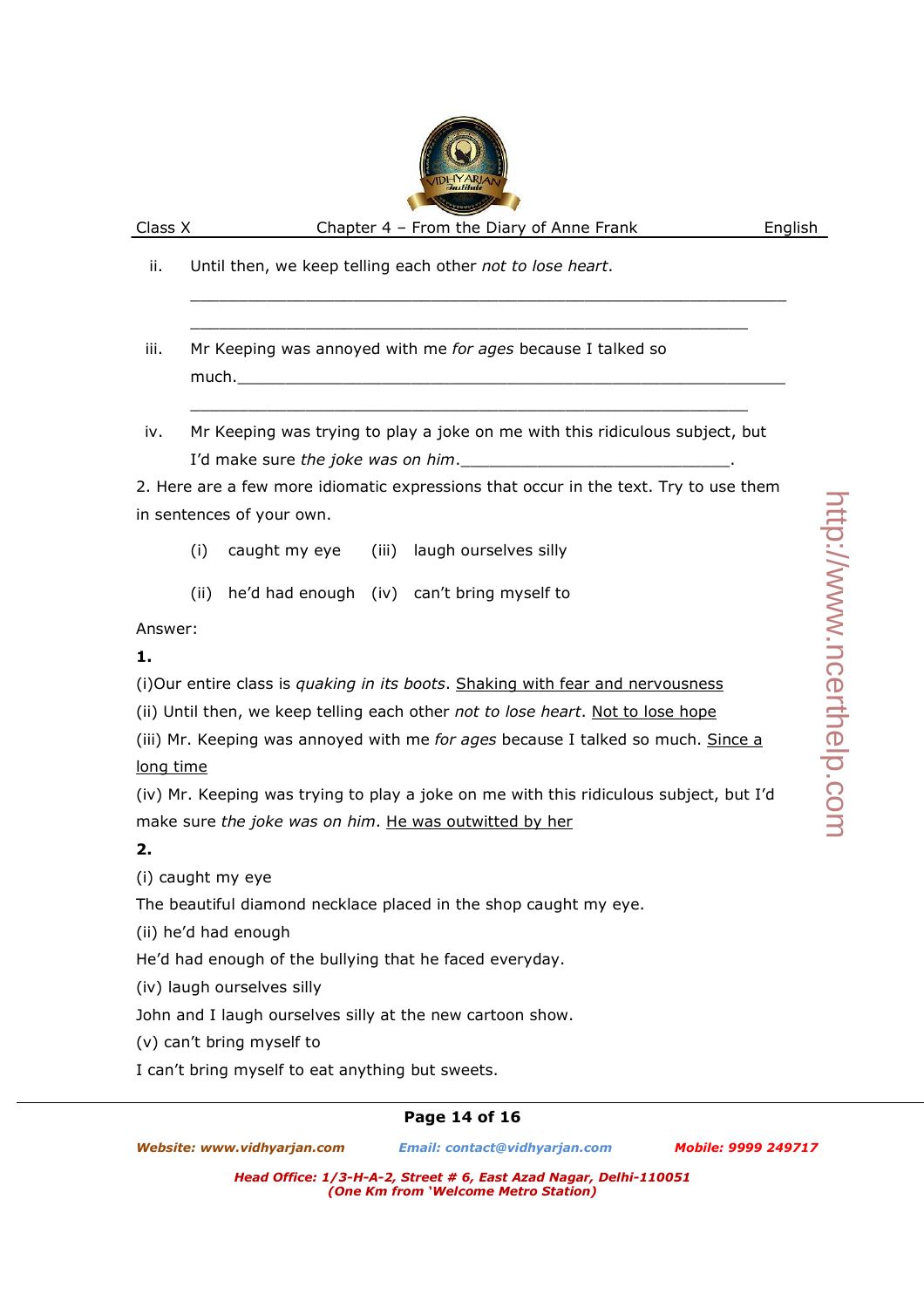ii. Until then, we keep telling each other *not to lose heart*.

_______________________________________________________________

___________________________________________________________

iii. Mr Keeping was annoyed with me *for ages* because I talked so much.___________________________________________________________

___________________________________________________________

iv. Mr Keeping was trying to play a joke on me with this ridiculous subject, but I'd make sure *the joke was on him*.____________________________.

2. Here are a few more idiomatic expressions that occur in the text. Try to use them in sentences of your own.

(i) caught my eye (iii) laugh ourselves silly

(ii) he'd had enough (iv) can't bring myself to

Answer:

**1.**

(i)Our entire class is *quaking in its boots*. Shaking with fear and nervousness

(ii) Until then, we keep telling each other *not to lose heart*. Not to lose hope

(iii) Mr. Keeping was annoyed with me *for ages* because I talked so much. Since a long time

(iv) Mr. Keeping was trying to play a joke on me with this ridiculous subject, but I'd make sure *the joke was on him*. He was outwitted by her

**2.**

(i) caught my eye

The beautiful diamond necklace placed in the shop caught my eye.

(ii) he'd had enough

He'd had enough of the bullying that he faced everyday.

(iv) laugh ourselves silly

John and I laugh ourselves silly at the new cartoon show.

(v) can't bring myself to

I can't bring myself to eat anything but sweets.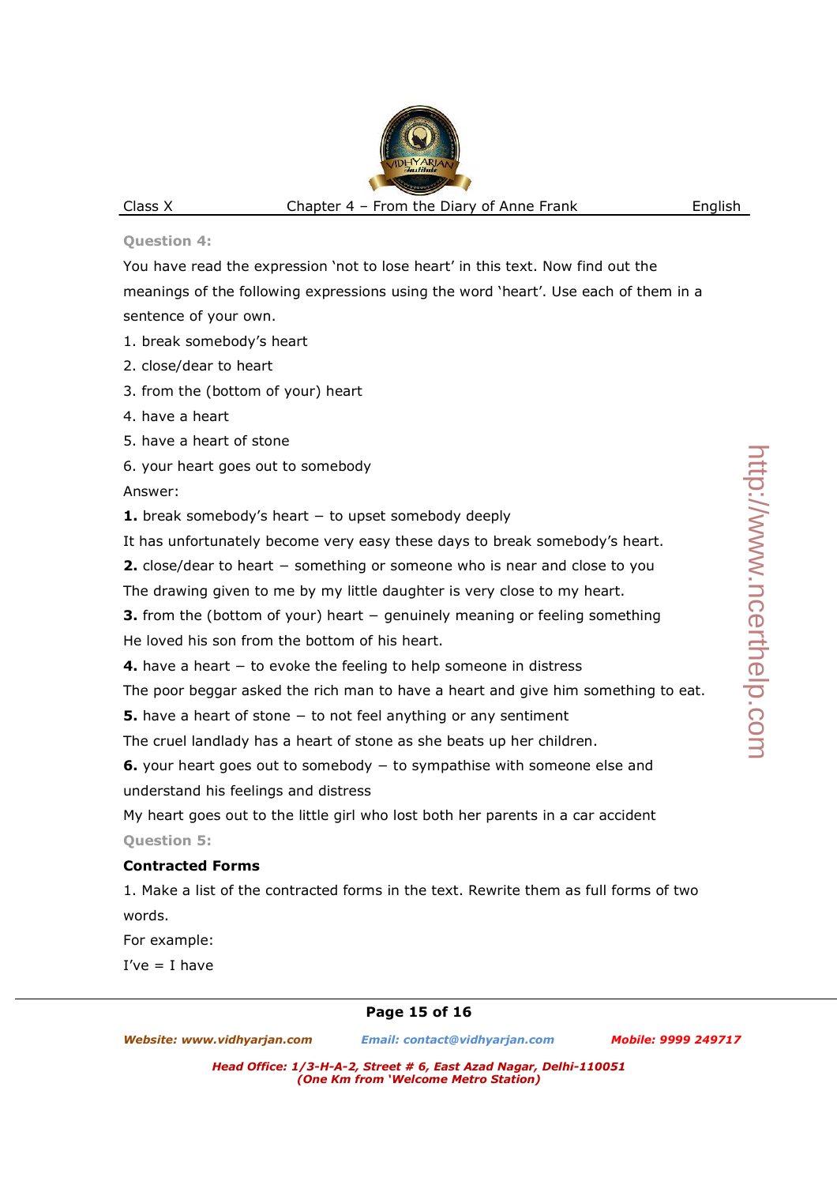**Question 4:**

You have read the expression 'not to lose heart' in this text. Now find out the meanings of the following expressions using the word 'heart'. Use each of them in a sentence of your own.

1. break somebody's heart
2. close/dear to heart
3. from the (bottom of your) heart
4. have a heart
5. have a heart of stone
6. your heart goes out to somebody

Answer:

**1.** break somebody's heart – to upset somebody deeply

It has unfortunately become very easy these days to break somebody's heart.

**2.** close/dear to heart – something or someone who is near and close to you

The drawing given to me by my little daughter is very close to my heart.

**3.** from the (bottom of your) heart – genuinely meaning or feeling something

He loved his son from the bottom of his heart.

**4.** have a heart – to evoke the feeling to help someone in distress

The poor beggar asked the rich man to have a heart and give him something to eat.

**5.** have a heart of stone – to not feel anything or any sentiment

The cruel landlady has a heart of stone as she beats up her children.

**6.** your heart goes out to somebody – to sympathise with someone else and understand his feelings and distress

My heart goes out to the little girl who lost both her parents in a car accident

**Question 5:**

**Contracted Forms**

1. Make a list of the contracted forms in the text. Rewrite them as full forms of two words.

For example:

I've = I have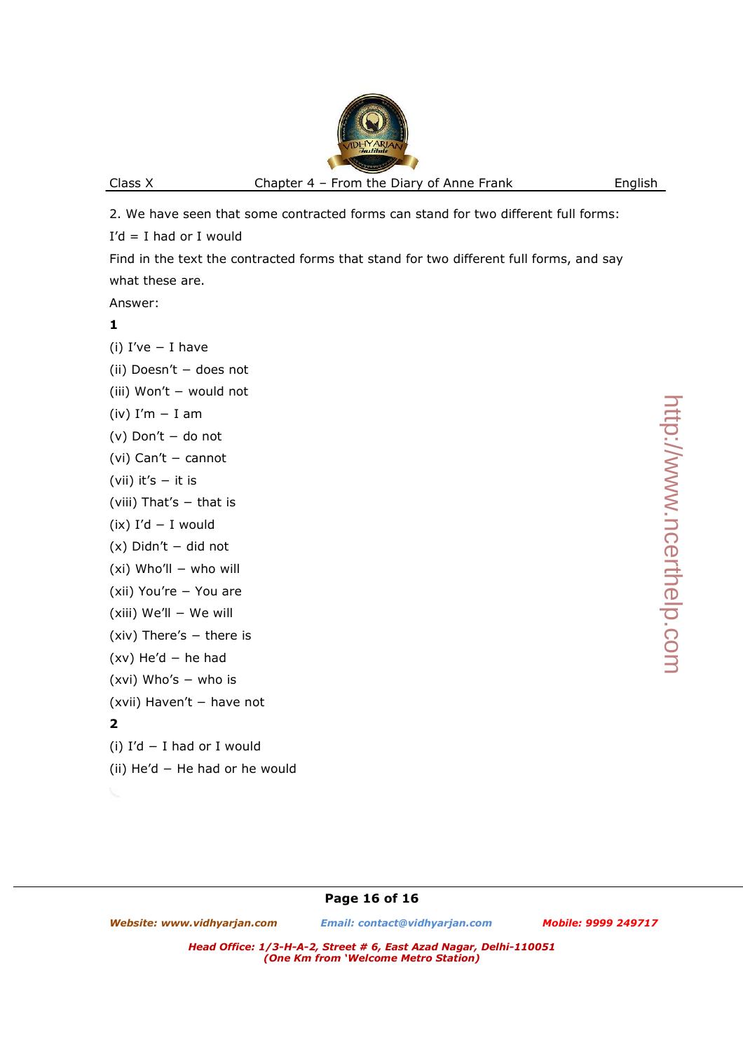2. We have seen that some contracted forms can stand for two different full forms:

I'd = I had or I would

Find in the text the contracted forms that stand for two different full forms, and say what these are.

Answer:

**1**

(i) I've – I have

(ii) Doesn't – does not

(iii) Won't – would not

(iv) I'm – I am

(v) Don't – do not

(vi) Can't – cannot

(vii) it's – it is

(viii) That's – that is

(ix) I'd – I would

(x) Didn't – did not

(xi) Who'll – who will

(xii) You're – You are

(xiii) We'll – We will

(xiv) There's – there is

(xv) He'd – he had

(xvi) Who's – who is

(xvii) Haven't – have not

**2**

(i) I'd – I had or I would

(ii) He'd – He had or he would